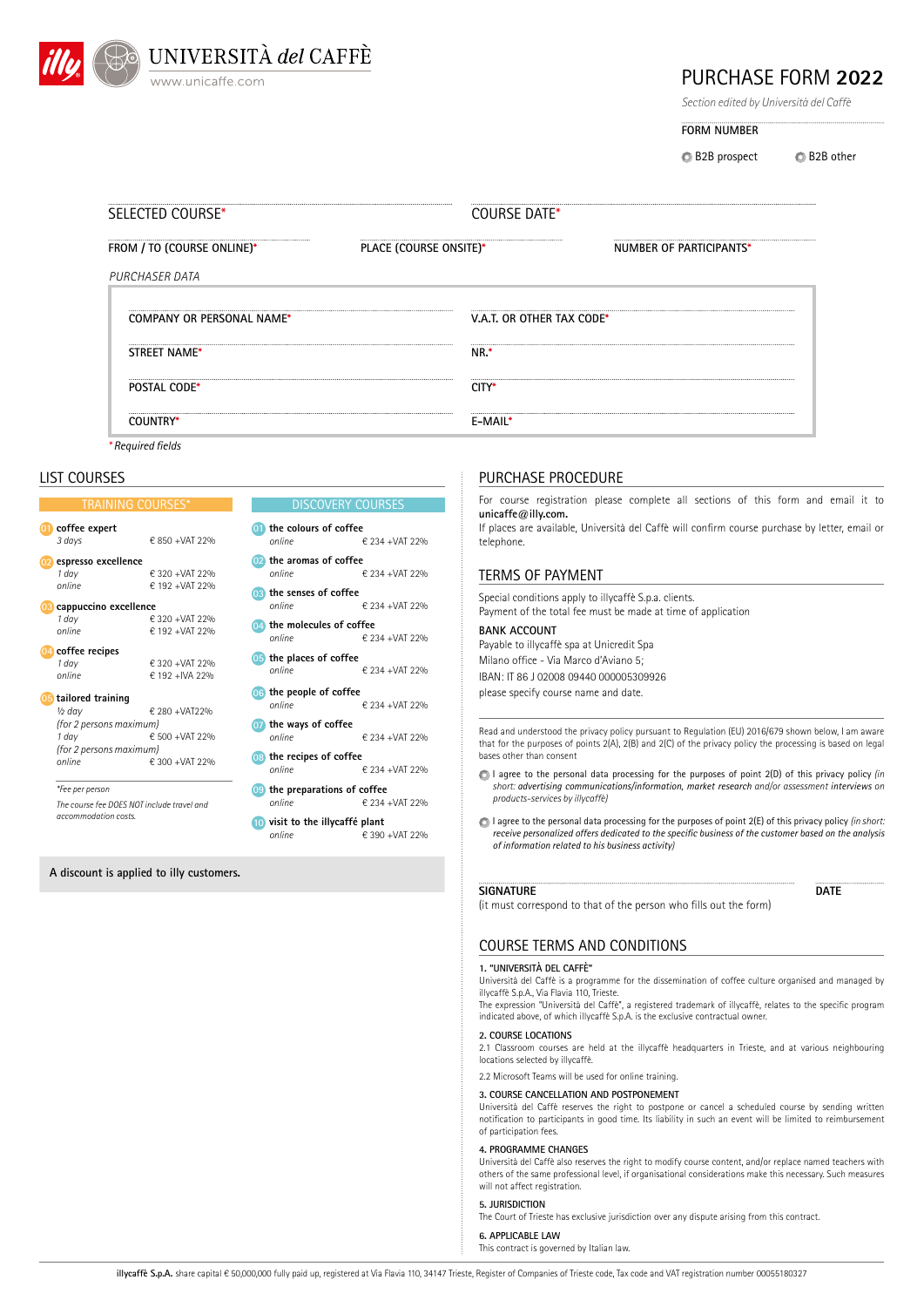UNIVERSITÀ *del* CAFFÈ

www.unicaffe.com

# PURCHASE FORM 2022

*Section edited by Università del Caffè*

FORM NUMBER

B2B prospect | B2B other

SELECTED COURSE* | COURSE DATE*

FROM / TO (COURSE ONLINE)* | PLACE (COURSE ONSITE)* | NUMBER OF PARTICIPANTS*

*PURCHASER DATA*

COMPANY OR PERSONAL NAME* | V.A.T. OR OTHER TAX CODE*

STREET NAME* | NR.*

POSTAL CODE* | CITY*

COUNTRY* | E-MAIL*

*\* Required fields*

## LIST COURSES

### TRAINING COURSES*

| Course | Duration | Price |
|---|---|---|
| 01 **coffee expert** | *3 days* | € 850 +VAT 22% |
| 02 **espresso excellence** | *1 day* | € 320 +VAT 22% |
| | *online* | € 192 +VAT 22% |
| 03 **cappuccino excellence** | *1 day* | € 320 +VAT 22% |
| | *online* | € 192 +VAT 22% |
| 04 **coffee recipes** | *1 day* | € 320 +VAT 22% |
| | *online* | € 192 +IVA 22% |
| 05 **tailored training** | *½ day* | € 280 +VAT22% |
| | *(for 2 persons maximum)* | |
| | *1 day* | € 500 +VAT 22% |
| | *(for 2 persons maximum)* | |
| | *online* | € 300 +VAT 22% |

*\*Fee per person*

*The course fee DOES NOT include travel and accommodation costs.*

### DISCOVERY COURSES

| Course | Mode | Price |
|---|---|---|
| 01 **the colours of coffee** | *online* | € 234 +VAT 22% |
| 02 **the aromas of coffee** | *online* | € 234 +VAT 22% |
| 03 **the senses of coffee** | *online* | € 234 +VAT 22% |
| 04 **the molecules of coffee** | *online* | € 234 +VAT 22% |
| 05 **the places of coffee** | *online* | € 234 +VAT 22% |
| 06 **the people of coffee** | *online* | € 234 +VAT 22% |
| 07 **the ways of coffee** | *online* | € 234 +VAT 22% |
| 08 **the recipes of coffee** | *online* | € 234 +VAT 22% |
| 09 **the preparations of coffee** | *online* | € 234 +VAT 22% |
| 10 **visit to the illycaffè plant** | *online* | € 390 +VAT 22% |

A discount is applied to illy customers.

## PURCHASE PROCEDURE

For course registration please complete all sections of this form and email it to unicaffe@illy.com.
If places are available, Università del Caffè will confirm course purchase by letter, email or telephone.

## TERMS OF PAYMENT

Special conditions apply to illycaffè S.p.a. clients.
Payment of the total fee must be made at time of application

**BANK ACCOUNT**
Payable to illycaffè spa at Unicredit Spa
Milano office - Via Marco d'Aviano 5;
IBAN: IT 86 J 02008 09440 000005309926
please specify course name and date.

Read and understood the privacy policy pursuant to Regulation (EU) 2016/679 shown below, I am aware that for the purposes of points 2(A), 2(B) and 2(C) of the privacy policy the processing is based on legal bases other than consent

I agree to the personal data processing for the purposes of point 2(D) of this privacy policy *(in short: advertising communications/information, market research and/or assessment interviews on products-services by illycaffè)*

I agree to the personal data processing for the purposes of point 2(E) of this privacy policy *(in short: receive personalized offers dedicated to the specific business of the customer based on the analysis of information related to his business activity)*

SIGNATURE | DATE
(it must correspond to that of the person who fills out the form)

## COURSE TERMS AND CONDITIONS

**1. "UNIVERSITÀ DEL CAFFÈ"**
Università del Caffè is a programme for the dissemination of coffee culture organised and managed by illycaffè S.p.A., Via Flavia 110, Trieste.
The expression "Università del Caffè", a registered trademark of illycaffè, relates to the specific program indicated above, of which illycaffè S.p.A. is the exclusive contractual owner.

**2. COURSE LOCATIONS**
2.1 Classroom courses are held at the illycaffè headquarters in Trieste, and at various neighbouring locations selected by illycaffè.

2.2 Microsoft Teams will be used for online training.

**3. COURSE CANCELLATION AND POSTPONEMENT**
Università del Caffè reserves the right to postpone or cancel a scheduled course by sending written notification to participants in good time. Its liability in such an event will be limited to reimbursement of participation fees.

**4. PROGRAMME CHANGES**
Università del Caffè also reserves the right to modify course content, and/or replace named teachers with others of the same professional level, if organisational considerations make this necessary. Such measures will not affect registration.

**5. JURISDICTION**
The Court of Trieste has exclusive jurisdiction over any dispute arising from this contract.

**6. APPLICABLE LAW**
This contract is governed by Italian law.

**illycaffè S.p.A.** share capital € 50,000,000 fully paid up, registered at Via Flavia 110, 34147 Trieste, Register of Companies of Trieste code, Tax code and VAT registration number 00055180327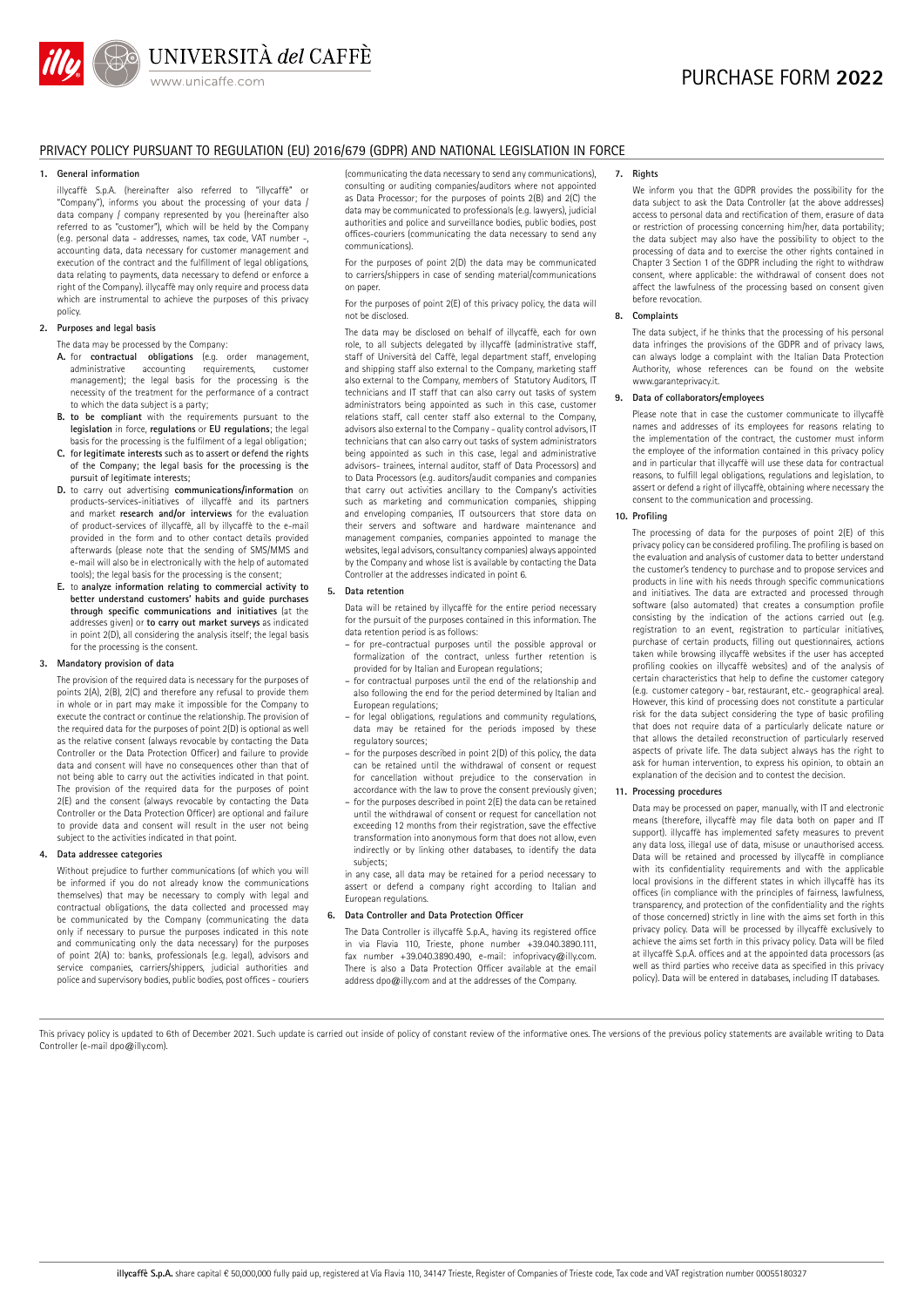# PURCHASE FORM 2022

## PRIVACY POLICY PURSUANT TO REGULATION (EU) 2016/679 (GDPR) AND NATIONAL LEGISLATION IN FORCE

### 1. General information

illycaffè S.p.A. (hereinafter also referred to "illycaffè" or "Company"), informs you about the processing of your data / data company / company represented by you (hereinafter also referred to as "customer"), which will be held by the Company (e.g. personal data - addresses, names, tax code, VAT number -, accounting data, data necessary for customer management and execution of the contract and the fulfillment of legal obligations, data relating to payments, data necessary to defend or enforce a right of the Company). illycaffè may only require and process data which are instrumental to achieve the purposes of this privacy policy.

### 2. Purposes and legal basis

The data may be processed by the Company:

- **A.** for **contractual obligations** (e.g. order management, administrative accounting requirements, customer management); the legal basis for the processing is the necessity of the treatment for the performance of a contract to which the data subject is a party;
- **B. to be compliant** with the requirements pursuant to the **legislation** in force, **regulations** or **EU regulations**; the legal basis for the processing is the fulfilment of a legal obligation;
- **C.** for **legitimate interests** such as to assert or defend the rights of the Company; the legal basis for the processing is the pursuit of legitimate interests;
- **D.** to carry out advertising **communications/information** on products-services-initiatives of illycaffè and its partners and market **research and/or interviews** for the evaluation of product-services of illycaffè, all by illycaffè to the e-mail provided in the form and to other contact details provided afterwards (please note that the sending of SMS/MMS and e-mail will also be in electronically with the help of automated tools); the legal basis for the processing is the consent;
- **E.** to **analyze information relating to commercial activity to better understand customers' habits and guide purchases through specific communications and initiatives** (at the addresses given) or **to carry out market surveys** as indicated in point 2(D), all considering the analysis itself; the legal basis for the processing is the consent.

### 3. Mandatory provision of data

The provision of the required data is necessary for the purposes of points 2(A), 2(B), 2(C) and therefore any refusal to provide them in whole or in part may make it impossible for the Company to execute the contract or continue the relationship. The provision of the required data for the purposes of point 2(D) is optional as well as the relative consent (always revocable by contacting the Data Controller or the Data Protection Officer) and failure to provide data and consent will have no consequences other than that of not being able to carry out the activities indicated in that point. The provision of the required data for the purposes of point 2(E) and the consent (always revocable by contacting the Data Controller or the Data Protection Officer) are optional and failure to provide data and consent will result in the user not being subject to the activities indicated in that point.

### 4. Data addressee categories

Without prejudice to further communications (of which you will be informed if you do not already know the communications themselves) that may be necessary to comply with legal and contractual obligations, the data collected and processed may be communicated by the Company (communicating the data only if necessary to pursue the purposes indicated in this note and communicating only the data necessary) for the purposes of point 2(A) to: banks, professionals (e.g. legal), advisors and service companies, carriers/shippers, judicial authorities and police and supervisory bodies, public bodies, post offices - couriers (communicating the data necessary to send any communications), consulting or auditing companies/auditors where not appointed as Data Processor; for the purposes of points 2(B) and 2(C) the data may be communicated to professionals (e.g. lawyers), judicial authorities and police and surveillance bodies, public bodies, post offices-couriers (communicating the data necessary to send any communications).

For the purposes of point 2(D) the data may be communicated to carriers/shippers in case of sending material/communications on paper.

For the purposes of point 2(E) of this privacy policy, the data will not be disclosed.

The data may be disclosed on behalf of illycaffè, each for own role, to all subjects delegated by illycaffè (administrative staff, staff of Università del Caffè, legal department staff, enveloping and shipping staff also external to the Company, marketing staff also external to the Company, members of Statutory Auditors, IT technicians and IT staff that can also carry out tasks of system administrators being appointed as such in this case, customer relations staff, call center staff also external to the Company, advisors also external to the Company - quality control advisors, IT technicians that can also carry out tasks of system administrators being appointed as such in this case, legal and administrative advisors- trainees, internal auditor, staff of Data Processors) and to Data Processors (e.g. auditors/audit companies and companies that carry out activities ancillary to the Company's activities such as marketing and communication companies, shipping and enveloping companies, IT outsourcers that store data on their servers and software and hardware maintenance and management companies, companies appointed to manage the websites, legal advisors, consultancy companies) always appointed by the Company and whose list is available by contacting the Data Controller at the addresses indicated in point 6.

### 5. Data retention

Data will be retained by illycaffè for the entire period necessary for the pursuit of the purposes contained in this information. The data retention period is as follows:

- for pre-contractual purposes until the possible approval or formalization of the contract, unless further retention is provided for by Italian and European regulations;
- for contractual purposes until the end of the relationship and also following the end for the period determined by Italian and European regulations;
- for legal obligations, regulations and community regulations, data may be retained for the periods imposed by these regulatory sources;
- for the purposes described in point 2(D) of this policy, the data can be retained until the withdrawal of consent or request for cancellation without prejudice to the conservation in accordance with the law to prove the consent previously given;
- for the purposes described in point 2(E) the data can be retained until the withdrawal of consent or request for cancellation not exceeding 12 months from their registration, save the effective transformation into anonymous form that does not allow, even indirectly or by linking other databases, to identify the data subjects;

in any case, all data may be retained for a period necessary to assert or defend a company right according to Italian and European regulations.

### 6. Data Controller and Data Protection Officer

The Data Controller is illycaffè S.p.A., having its registered office in via Flavia 110, Trieste, phone number +39.040.3890.111, fax number +39.040.3890.490, e-mail: infoprivacy@illy.com. There is also a Data Protection Officer available at the email address dpo@illy.com and at the addresses of the Company.

### 7. Rights

We inform you that the GDPR provides the possibility for the data subject to ask the Data Controller (at the above addresses) access to personal data and rectification of them, erasure of data or restriction of processing concerning him/her, data portability; the data subject may also have the possibility to object to the processing of data and to exercise the other rights contained in Chapter 3 Section 1 of the GDPR including the right to withdraw consent, where applicable: the withdrawal of consent does not affect the lawfulness of the processing based on consent given before revocation.

### 8. Complaints

The data subject, if he thinks that the processing of his personal data infringes the provisions of the GDPR and of privacy laws, can always lodge a complaint with the Italian Data Protection Authority, whose references can be found on the website www.garanteprivacy.it.

### 9. Data of collaborators/employees

Please note that in case the customer communicate to illycaffè names and addresses of its employees for reasons relating to the implementation of the contract, the customer must inform the employee of the information contained in this privacy policy and in particular that illycaffè will use these data for contractual reasons, to fulfill legal obligations, regulations and legislation, to assert or defend a right of illycaffè, obtaining where necessary the consent to the communication and processing.

### 10. Profiling

The processing of data for the purposes of point 2(E) of this privacy policy can be considered profiling. The profiling is based on the evaluation and analysis of customer data to better understand the customer's tendency to purchase and to propose services and products in line with his needs through specific communications and initiatives. The data are extracted and processed through software (also automated) that creates a consumption profile consisting by the indication of the actions carried out (e.g. registration to an event, registration to particular initiatives, purchase of certain products, filling out questionnaires, actions taken while browsing illycaffè websites if the user has accepted profiling cookies on illycaffè websites) and of the analysis of certain characteristics that help to define the customer category (e.g. customer category - bar, restaurant, etc.- geographical area). However, this kind of processing does not constitute a particular risk for the data subject considering the type of basic profiling that does not require data of a particularly delicate nature or that allows the detailed reconstruction of particularly reserved aspects of private life. The data subject always has the right to ask for human intervention, to express his opinion, to obtain an explanation of the decision and to contest the decision.

### 11. Processing procedures

Data may be processed on paper, manually, with IT and electronic means (therefore, illycaffè may file data both on paper and IT support). illycaffè has implemented safety measures to prevent any data loss, illegal use of data, misuse or unauthorised access. Data will be retained and processed by illycaffè in compliance with its confidentiality requirements and with the applicable local provisions in the different states in which illycaffè has its offices (in compliance with the principles of fairness, lawfulness, transparency, and protection of the confidentiality and the rights of those concerned) strictly in line with the aims set forth in this privacy policy. Data will be processed by illycaffè exclusively to achieve the aims set forth in this privacy policy. Data will be filed at illycaffè S.p.A. offices and at the appointed data processors (as well as third parties who receive data as specified in this privacy policy). Data will be entered in databases, including IT databases.

This privacy policy is updated to 6th of December 2021. Such update is carried out inside of policy of constant review of the informative ones. The versions of the previous policy statements are available writing to Data Controller (e-mail dpo@illy.com).

**illycaffè S.p.A.** share capital € 50,000,000 fully paid up, registered at Via Flavia 110, 34147 Trieste, Register of Companies of Trieste code, Tax code and VAT registration number 00055180327